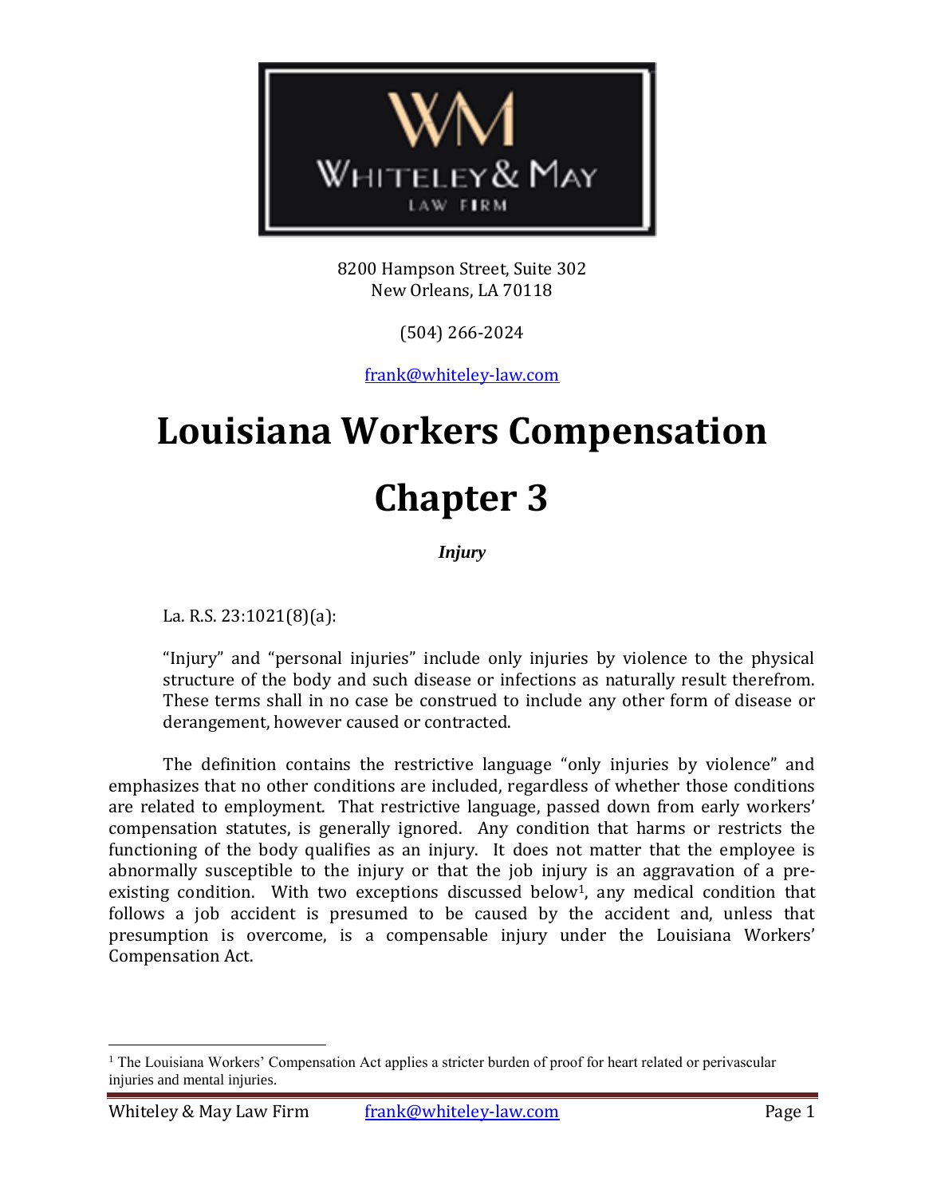8200 Hampson Street, Suite 302
New Orleans, LA 70118

(504) 266-2024

frank@whiteley-law.com

# Louisiana Workers Compensation

# Chapter 3

***Injury***

La. R.S. 23:1021(8)(a):

> "Injury" and "personal injuries" include only injuries by violence to the physical structure of the body and such disease or infections as naturally result therefrom. These terms shall in no case be construed to include any other form of disease or derangement, however caused or contracted.

The definition contains the restrictive language "only injuries by violence" and emphasizes that no other conditions are included, regardless of whether those conditions are related to employment. That restrictive language, passed down from early workers' compensation statutes, is generally ignored. Any condition that harms or restricts the functioning of the body qualifies as an injury. It does not matter that the employee is abnormally susceptible to the injury or that the job injury is an aggravation of a pre-existing condition. With two exceptions discussed below[1], any medical condition that follows a job accident is presumed to be caused by the accident and, unless that presumption is overcome, is a compensable injury under the Louisiana Workers' Compensation Act.

---

[1] The Louisiana Workers' Compensation Act applies a stricter burden of proof for heart related or perivascular injuries and mental injuries.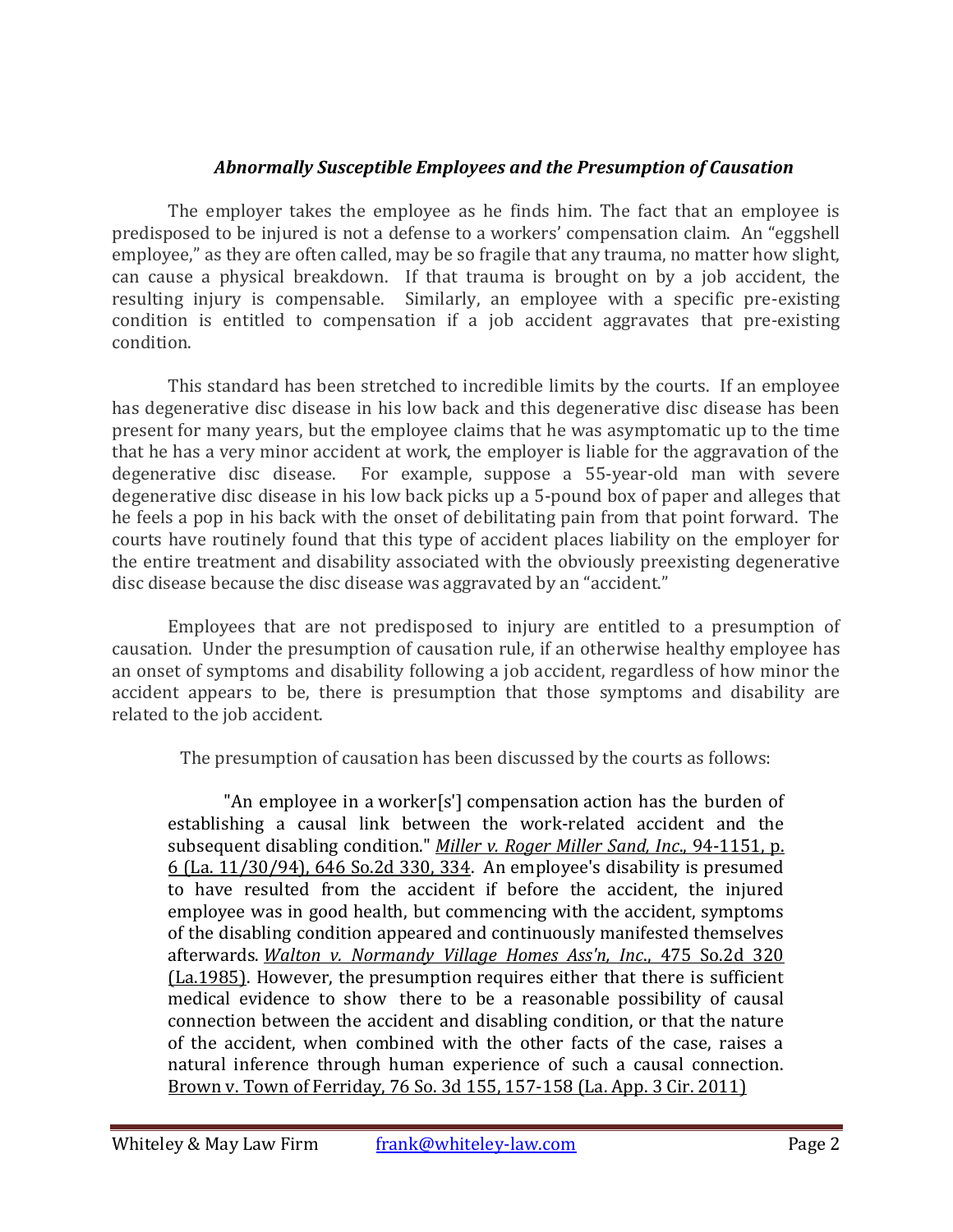### *Abnormally Susceptible Employees and the Presumption of Causation*

The employer takes the employee as he finds him. The fact that an employee is predisposed to be injured is not a defense to a workers' compensation claim. An "eggshell employee," as they are often called, may be so fragile that any trauma, no matter how slight, can cause a physical breakdown. If that trauma is brought on by a job accident, the resulting injury is compensable. Similarly, an employee with a specific pre-existing condition is entitled to compensation if a job accident aggravates that pre-existing condition.

This standard has been stretched to incredible limits by the courts. If an employee has degenerative disc disease in his low back and this degenerative disc disease has been present for many years, but the employee claims that he was asymptomatic up to the time that he has a very minor accident at work, the employer is liable for the aggravation of the degenerative disc disease. For example, suppose a 55-year-old man with severe degenerative disc disease in his low back picks up a 5-pound box of paper and alleges that he feels a pop in his back with the onset of debilitating pain from that point forward. The courts have routinely found that this type of accident places liability on the employer for the entire treatment and disability associated with the obviously preexisting degenerative disc disease because the disc disease was aggravated by an "accident."

Employees that are not predisposed to injury are entitled to a presumption of causation. Under the presumption of causation rule, if an otherwise healthy employee has an onset of symptoms and disability following a job accident, regardless of how minor the accident appears to be, there is presumption that those symptoms and disability are related to the job accident.

The presumption of causation has been discussed by the courts as follows:

> "An employee in a worker[s'] compensation action has the burden of establishing a causal link between the work-related accident and the subsequent disabling condition." *Miller v. Roger Miller Sand, Inc.*, 94-1151, p. 6 (La. 11/30/94), 646 So.2d 330, 334. An employee's disability is presumed to have resulted from the accident if before the accident, the injured employee was in good health, but commencing with the accident, symptoms of the disabling condition appeared and continuously manifested themselves afterwards. *Walton v. Normandy Village Homes Ass'n, Inc.*, 475 So.2d 320 (La.1985). However, the presumption requires either that there is sufficient medical evidence to show there to be a reasonable possibility of causal connection between the accident and disabling condition, or that the nature of the accident, when combined with the other facts of the case, raises a natural inference through human experience of such a causal connection. Brown v. Town of Ferriday, 76 So. 3d 155, 157-158 (La. App. 3 Cir. 2011)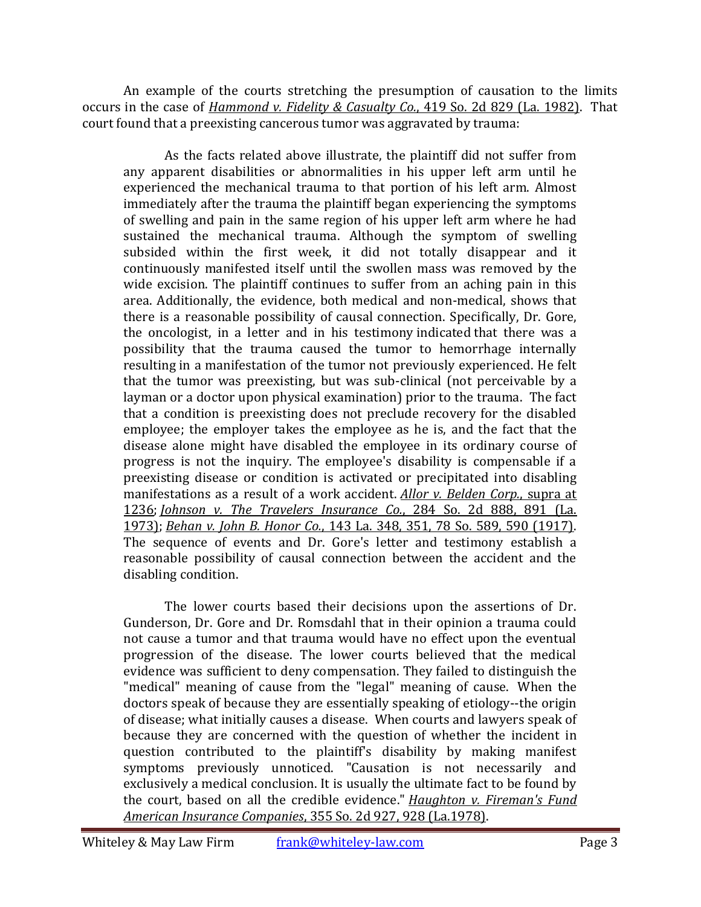An example of the courts stretching the presumption of causation to the limits occurs in the case of *Hammond v. Fidelity & Casualty Co.*, 419 So. 2d 829 (La. 1982). That court found that a preexisting cancerous tumor was aggravated by trauma:

> As the facts related above illustrate, the plaintiff did not suffer from any apparent disabilities or abnormalities in his upper left arm until he experienced the mechanical trauma to that portion of his left arm. Almost immediately after the trauma the plaintiff began experiencing the symptoms of swelling and pain in the same region of his upper left arm where he had sustained the mechanical trauma. Although the symptom of swelling subsided within the first week, it did not totally disappear and it continuously manifested itself until the swollen mass was removed by the wide excision. The plaintiff continues to suffer from an aching pain in this area. Additionally, the evidence, both medical and non-medical, shows that there is a reasonable possibility of causal connection. Specifically, Dr. Gore, the oncologist, in a letter and in his testimony indicated that there was a possibility that the trauma caused the tumor to hemorrhage internally resulting in a manifestation of the tumor not previously experienced. He felt that the tumor was preexisting, but was sub-clinical (not perceivable by a layman or a doctor upon physical examination) prior to the trauma. The fact that a condition is preexisting does not preclude recovery for the disabled employee; the employer takes the employee as he is, and the fact that the disease alone might have disabled the employee in its ordinary course of progress is not the inquiry. The employee's disability is compensable if a preexisting disease or condition is activated or precipitated into disabling manifestations as a result of a work accident. *Allor v. Belden Corp.*, supra at 1236; *Johnson v. The Travelers Insurance Co.*, 284 So. 2d 888, 891 (La. 1973); *Behan v. John B. Honor Co.*, 143 La. 348, 351, 78 So. 589, 590 (1917). The sequence of events and Dr. Gore's letter and testimony establish a reasonable possibility of causal connection between the accident and the disabling condition.
>
> The lower courts based their decisions upon the assertions of Dr. Gunderson, Dr. Gore and Dr. Romsdahl that in their opinion a trauma could not cause a tumor and that trauma would have no effect upon the eventual progression of the disease. The lower courts believed that the medical evidence was sufficient to deny compensation. They failed to distinguish the "medical" meaning of cause from the "legal" meaning of cause. When the doctors speak of because they are essentially speaking of etiology--the origin of disease; what initially causes a disease. When courts and lawyers speak of because they are concerned with the question of whether the incident in question contributed to the plaintiff's disability by making manifest symptoms previously unnoticed. "Causation is not necessarily and exclusively a medical conclusion. It is usually the ultimate fact to be found by the court, based on all the credible evidence." *Haughton v. Fireman's Fund American Insurance Companies*, 355 So. 2d 927, 928 (La.1978).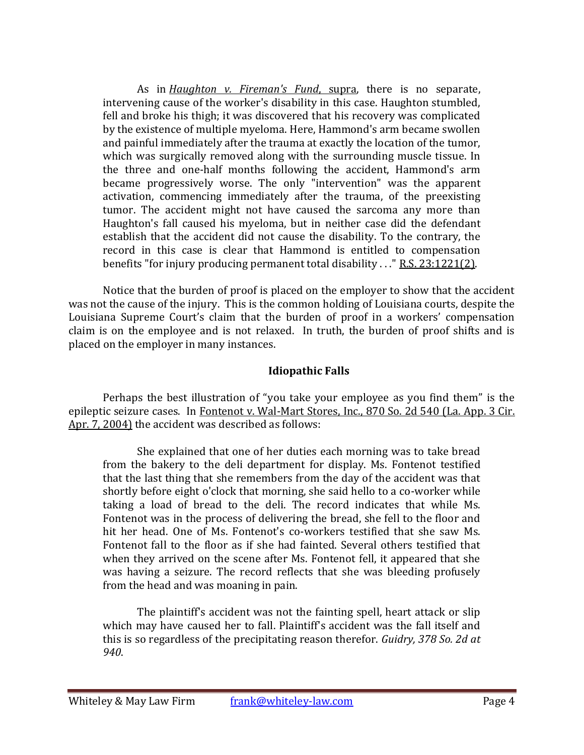> As in *Haughton v. Fireman's Fund*, supra, there is no separate, intervening cause of the worker's disability in this case. Haughton stumbled, fell and broke his thigh; it was discovered that his recovery was complicated by the existence of multiple myeloma. Here, Hammond's arm became swollen and painful immediately after the trauma at exactly the location of the tumor, which was surgically removed along with the surrounding muscle tissue. In the three and one-half months following the accident, Hammond's arm became progressively worse. The only "intervention" was the apparent activation, commencing immediately after the trauma, of the preexisting tumor. The accident might not have caused the sarcoma any more than Haughton's fall caused his myeloma, but in neither case did the defendant establish that the accident did not cause the disability. To the contrary, the record in this case is clear that Hammond is entitled to compensation benefits "for injury producing permanent total disability . . ." R.S. 23:1221(2).

Notice that the burden of proof is placed on the employer to show that the accident was not the cause of the injury. This is the common holding of Louisiana courts, despite the Louisiana Supreme Court's claim that the burden of proof in a workers' compensation claim is on the employee and is not relaxed. In truth, the burden of proof shifts and is placed on the employer in many instances.

### Idiopathic Falls

Perhaps the best illustration of "you take your employee as you find them" is the epileptic seizure cases. In Fontenot v. Wal-Mart Stores, Inc., 870 So. 2d 540 (La. App. 3 Cir. Apr. 7, 2004) the accident was described as follows:

> She explained that one of her duties each morning was to take bread from the bakery to the deli department for display. Ms. Fontenot testified that the last thing that she remembers from the day of the accident was that shortly before eight o'clock that morning, she said hello to a co-worker while taking a load of bread to the deli. The record indicates that while Ms. Fontenot was in the process of delivering the bread, she fell to the floor and hit her head. One of Ms. Fontenot's co-workers testified that she saw Ms. Fontenot fall to the floor as if she had fainted. Several others testified that when they arrived on the scene after Ms. Fontenot fell, it appeared that she was having a seizure. The record reflects that she was bleeding profusely from the head and was moaning in pain.
>
> The plaintiff's accident was not the fainting spell, heart attack or slip which may have caused her to fall. Plaintiff's accident was the fall itself and this is so regardless of the precipitating reason therefor. *Guidry, 378 So. 2d at 940*.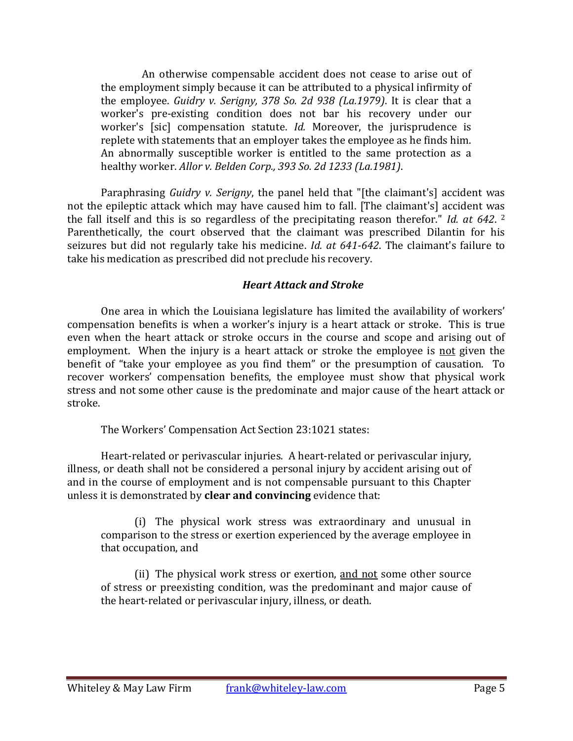> An otherwise compensable accident does not cease to arise out of the employment simply because it can be attributed to a physical infirmity of the employee. *Guidry v. Serigny, 378 So. 2d 938 (La.1979)*. It is clear that a worker's pre-existing condition does not bar his recovery under our worker's [sic] compensation statute. *Id.* Moreover, the jurisprudence is replete with statements that an employer takes the employee as he finds him. An abnormally susceptible worker is entitled to the same protection as a healthy worker. *Allor v. Belden Corp., 393 So. 2d 1233 (La.1981)*.

Paraphrasing *Guidry v. Serigny*, the panel held that "[the claimant's] accident was not the epileptic attack which may have caused him to fall. [The claimant's] accident was the fall itself and this is so regardless of the precipitating reason therefor." *Id. at 642*. [2] Parenthetically, the court observed that the claimant was prescribed Dilantin for his seizures but did not regularly take his medicine. *Id. at 641-642*. The claimant's failure to take his medication as prescribed did not preclude his recovery.

### *Heart Attack and Stroke*

One area in which the Louisiana legislature has limited the availability of workers' compensation benefits is when a worker's injury is a heart attack or stroke. This is true even when the heart attack or stroke occurs in the course and scope and arising out of employment. When the injury is a heart attack or stroke the employee is <u>not</u> given the benefit of "take your employee as you find them" or the presumption of causation. To recover workers' compensation benefits, the employee must show that physical work stress and not some other cause is the predominate and major cause of the heart attack or stroke.

The Workers' Compensation Act Section 23:1021 states:

Heart-related or perivascular injuries. A heart-related or perivascular injury, illness, or death shall not be considered a personal injury by accident arising out of and in the course of employment and is not compensable pursuant to this Chapter unless it is demonstrated by **clear and convincing** evidence that:

> (i) The physical work stress was extraordinary and unusual in comparison to the stress or exertion experienced by the average employee in that occupation, and
>
> (ii) The physical work stress or exertion, <u>and not</u> some other source of stress or preexisting condition, was the predominant and major cause of the heart-related or perivascular injury, illness, or death.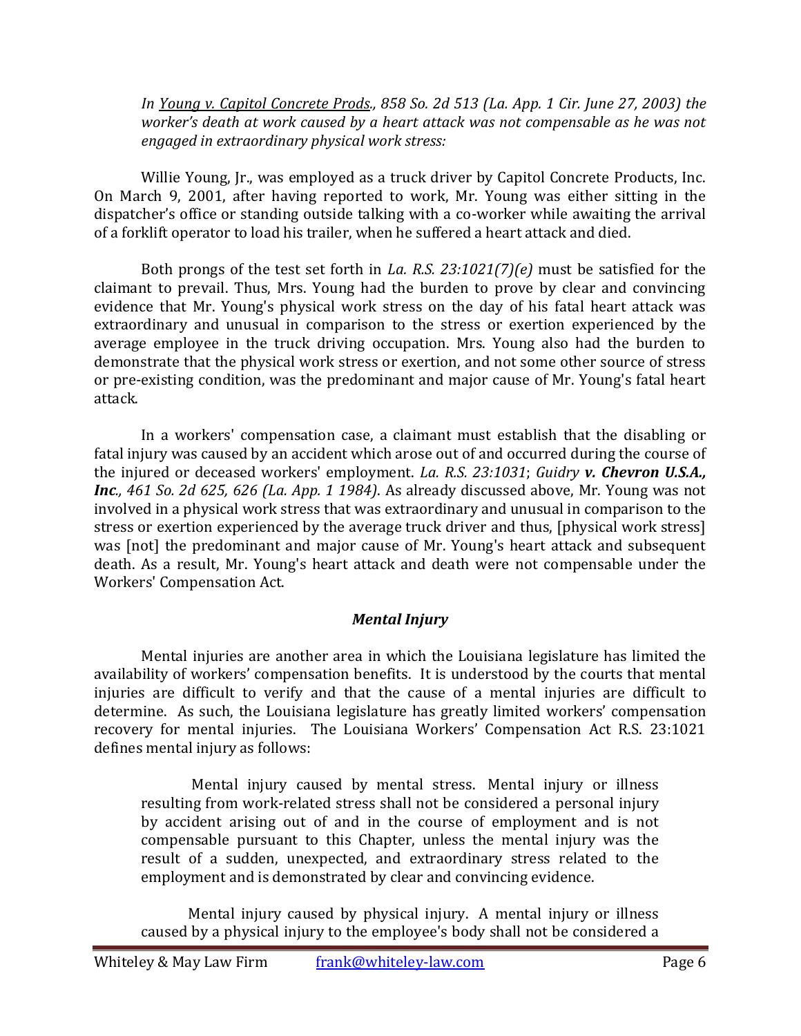*In Young v. Capitol Concrete Prods., 858 So. 2d 513 (La. App. 1 Cir. June 27, 2003) the worker's death at work caused by a heart attack was not compensable as he was not engaged in extraordinary physical work stress:*

Willie Young, Jr., was employed as a truck driver by Capitol Concrete Products, Inc. On March 9, 2001, after having reported to work, Mr. Young was either sitting in the dispatcher's office or standing outside talking with a co-worker while awaiting the arrival of a forklift operator to load his trailer, when he suffered a heart attack and died.

Both prongs of the test set forth in *La. R.S. 23:1021(7)(e)* must be satisfied for the claimant to prevail. Thus, Mrs. Young had the burden to prove by clear and convincing evidence that Mr. Young's physical work stress on the day of his fatal heart attack was extraordinary and unusual in comparison to the stress or exertion experienced by the average employee in the truck driving occupation. Mrs. Young also had the burden to demonstrate that the physical work stress or exertion, and not some other source of stress or pre-existing condition, was the predominant and major cause of Mr. Young's fatal heart attack.

In a workers' compensation case, a claimant must establish that the disabling or fatal injury was caused by an accident which arose out of and occurred during the course of the injured or deceased workers' employment. *La. R.S. 23:1031*; *Guidry **v. Chevron U.S.A., Inc.**, 461 So. 2d 625, 626 (La. App. 1 1984)*. As already discussed above, Mr. Young was not involved in a physical work stress that was extraordinary and unusual in comparison to the stress or exertion experienced by the average truck driver and thus, [physical work stress] was [not] the predominant and major cause of Mr. Young's heart attack and subsequent death. As a result, Mr. Young's heart attack and death were not compensable under the Workers' Compensation Act.

### *Mental Injury*

Mental injuries are another area in which the Louisiana legislature has limited the availability of workers' compensation benefits. It is understood by the courts that mental injuries are difficult to verify and that the cause of a mental injuries are difficult to determine. As such, the Louisiana legislature has greatly limited workers' compensation recovery for mental injuries. The Louisiana Workers' Compensation Act R.S. 23:1021 defines mental injury as follows:

> Mental injury caused by mental stress. Mental injury or illness resulting from work-related stress shall not be considered a personal injury by accident arising out of and in the course of employment and is not compensable pursuant to this Chapter, unless the mental injury was the result of a sudden, unexpected, and extraordinary stress related to the employment and is demonstrated by clear and convincing evidence.
>
> Mental injury caused by physical injury. A mental injury or illness caused by a physical injury to the employee's body shall not be considered a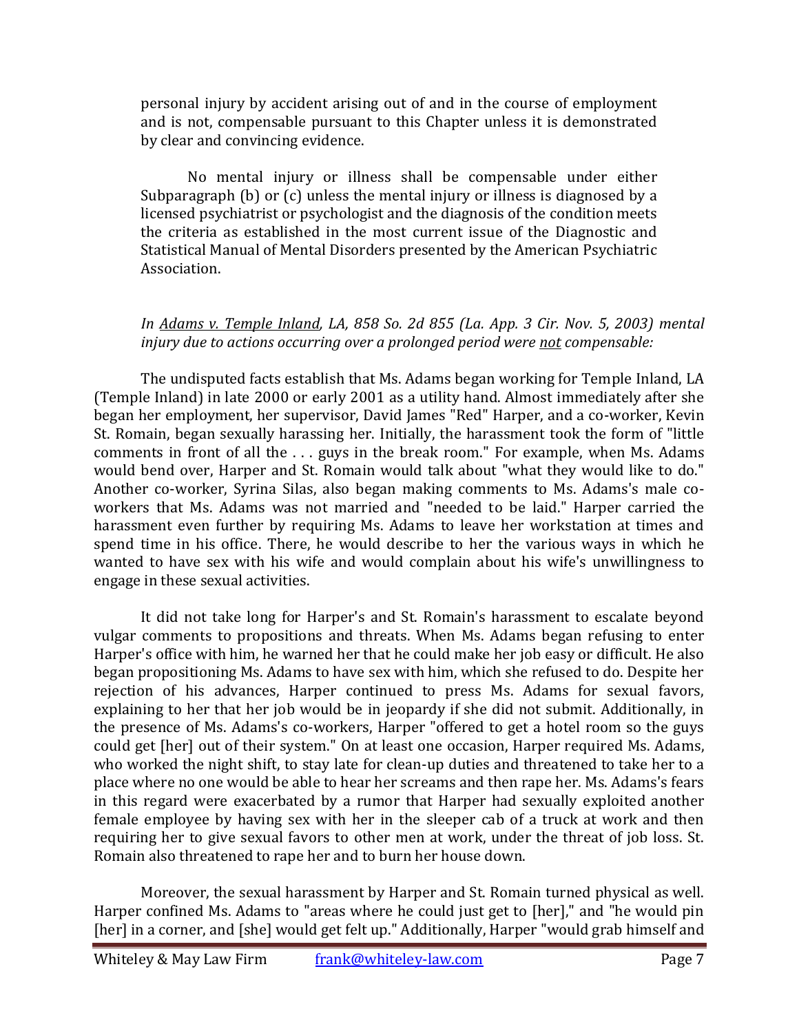personal injury by accident arising out of and in the course of employment and is not, compensable pursuant to this Chapter unless it is demonstrated by clear and convincing evidence.

No mental injury or illness shall be compensable under either Subparagraph (b) or (c) unless the mental injury or illness is diagnosed by a licensed psychiatrist or psychologist and the diagnosis of the condition meets the criteria as established in the most current issue of the Diagnostic and Statistical Manual of Mental Disorders presented by the American Psychiatric Association.

*In <u>Adams v. Temple Inland</u>, LA, 858 So. 2d 855 (La. App. 3 Cir. Nov. 5, 2003) mental injury due to actions occurring over a prolonged period were <u>not</u> compensable:*

The undisputed facts establish that Ms. Adams began working for Temple Inland, LA (Temple Inland) in late 2000 or early 2001 as a utility hand. Almost immediately after she began her employment, her supervisor, David James "Red" Harper, and a co-worker, Kevin St. Romain, began sexually harassing her. Initially, the harassment took the form of "little comments in front of all the . . . guys in the break room." For example, when Ms. Adams would bend over, Harper and St. Romain would talk about "what they would like to do." Another co-worker, Syrina Silas, also began making comments to Ms. Adams's male co-workers that Ms. Adams was not married and "needed to be laid." Harper carried the harassment even further by requiring Ms. Adams to leave her workstation at times and spend time in his office. There, he would describe to her the various ways in which he wanted to have sex with his wife and would complain about his wife's unwillingness to engage in these sexual activities.

It did not take long for Harper's and St. Romain's harassment to escalate beyond vulgar comments to propositions and threats. When Ms. Adams began refusing to enter Harper's office with him, he warned her that he could make her job easy or difficult. He also began propositioning Ms. Adams to have sex with him, which she refused to do. Despite her rejection of his advances, Harper continued to press Ms. Adams for sexual favors, explaining to her that her job would be in jeopardy if she did not submit. Additionally, in the presence of Ms. Adams's co-workers, Harper "offered to get a hotel room so the guys could get [her] out of their system." On at least one occasion, Harper required Ms. Adams, who worked the night shift, to stay late for clean-up duties and threatened to take her to a place where no one would be able to hear her screams and then rape her. Ms. Adams's fears in this regard were exacerbated by a rumor that Harper had sexually exploited another female employee by having sex with her in the sleeper cab of a truck at work and then requiring her to give sexual favors to other men at work, under the threat of job loss. St. Romain also threatened to rape her and to burn her house down.

Moreover, the sexual harassment by Harper and St. Romain turned physical as well. Harper confined Ms. Adams to "areas where he could just get to [her]," and "he would pin [her] in a corner, and [she] would get felt up." Additionally, Harper "would grab himself and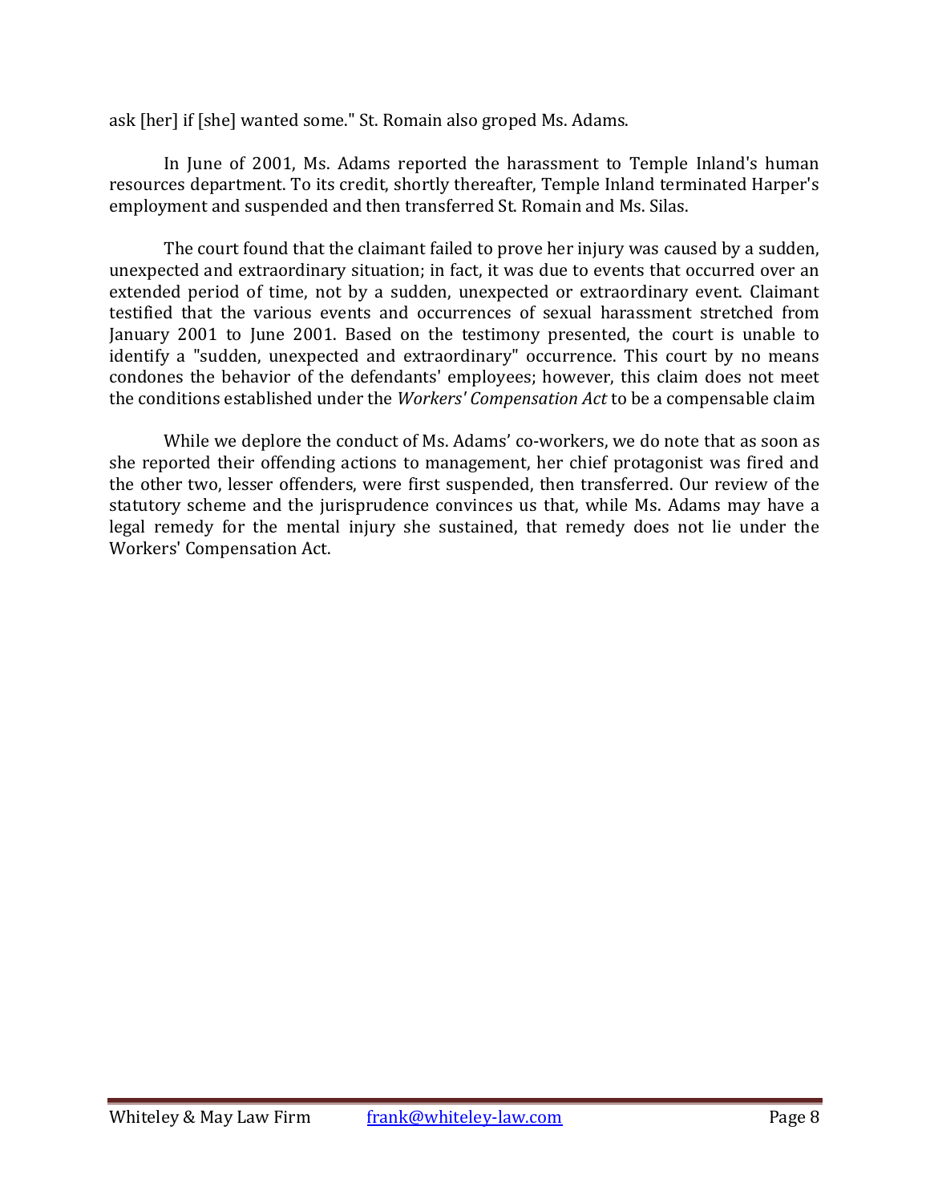ask [her] if [she] wanted some." St. Romain also groped Ms. Adams.

In June of 2001, Ms. Adams reported the harassment to Temple Inland's human resources department. To its credit, shortly thereafter, Temple Inland terminated Harper's employment and suspended and then transferred St. Romain and Ms. Silas.

The court found that the claimant failed to prove her injury was caused by a sudden, unexpected and extraordinary situation; in fact, it was due to events that occurred over an extended period of time, not by a sudden, unexpected or extraordinary event. Claimant testified that the various events and occurrences of sexual harassment stretched from January 2001 to June 2001. Based on the testimony presented, the court is unable to identify a "sudden, unexpected and extraordinary" occurrence. This court by no means condones the behavior of the defendants' employees; however, this claim does not meet the conditions established under the *Workers' Compensation Act* to be a compensable claim

While we deplore the conduct of Ms. Adams' co-workers, we do note that as soon as she reported their offending actions to management, her chief protagonist was fired and the other two, lesser offenders, were first suspended, then transferred. Our review of the statutory scheme and the jurisprudence convinces us that, while Ms. Adams may have a legal remedy for the mental injury she sustained, that remedy does not lie under the Workers' Compensation Act.